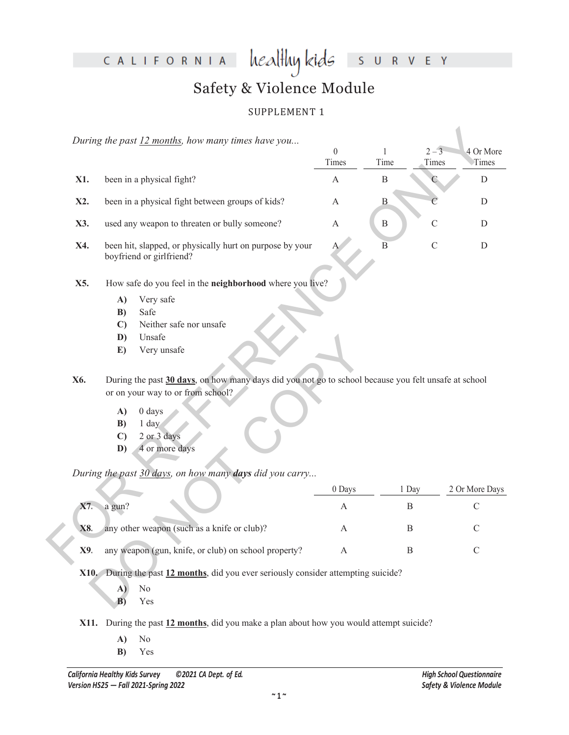CALIFORNIA healthy kids SURVEY

# Safety & Violence Module

SUPPLEMENT 1

*During the past 12 months, how many times have you...*

| | | 0 Times | 1 Time | 2 – 3 Times | 4 Or More Times |
|---|---|---|---|---|---|
| **X1.** | been in a physical fight? | A | B | C | D |
| **X2.** | been in a physical fight between groups of kids? | A | B | C | D |
| **X3.** | used any weapon to threaten or bully someone? | A | B | C | D |
| **X4.** | been hit, slapped, or physically hurt on purpose by your boyfriend or girlfriend? | A | B | C | D |

**X5.** How safe do you feel in the **neighborhood** where you live?

- **A)** Very safe
- **B)** Safe
- **C)** Neither safe nor unsafe
- **D)** Unsafe
- **E)** Very unsafe

**X6.** During the past **30 days**, on how many days did you not go to school because you felt unsafe at school or on your way to or from school?

- **A)** 0 days
- **B)** 1 day
- **C)** 2 or 3 days
- **D)** 4 or more days

*During the past 30 days, on how many **days** did you carry...*

| | | 0 Days | 1 Day | 2 Or More Days |
|---|---|---|---|---|
| **X7.** | a gun? | A | B | C |
| **X8.** | any other weapon (such as a knife or club)? | A | B | C |
| **X9.** | any weapon (gun, knife, or club) on school property? | A | B | C |

**X10.** During the past **12 months**, did you ever seriously consider attempting suicide?

- **A)** No
- **B)** Yes

**X11.** During the past **12 months**, did you make a plan about how you would attempt suicide?

- **A)** No
- **B)** Yes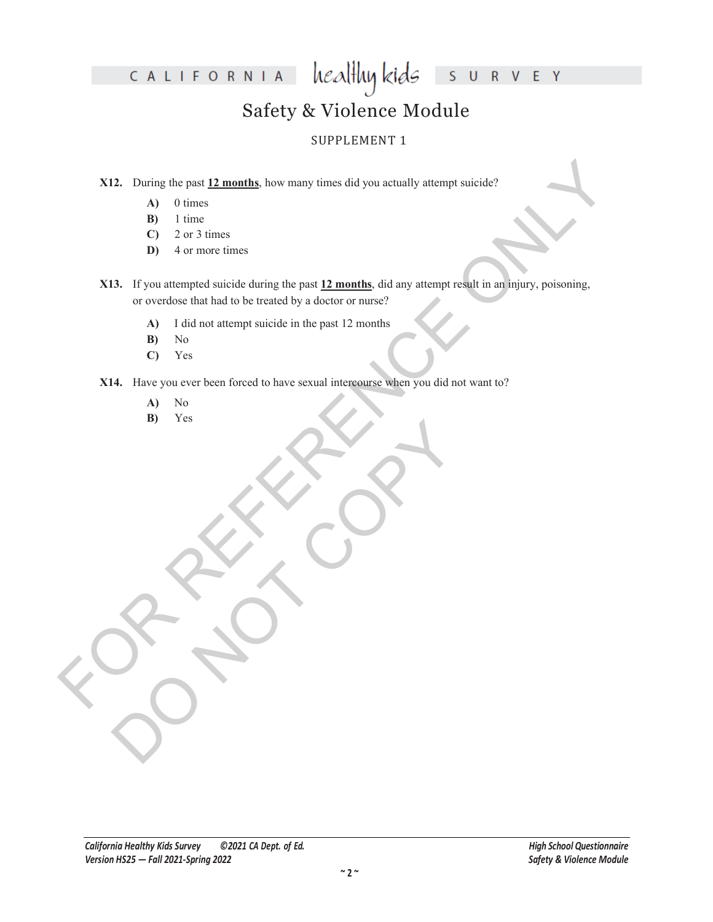# Safety & Violence Module

SUPPLEMENT 1

**X12.** During the past **12 months**, how many times did you actually attempt suicide?

- **A)** 0 times
- **B)** 1 time
- **C)** 2 or 3 times
- **D)** 4 or more times

**X13.** If you attempted suicide during the past **12 months**, did any attempt result in an injury, poisoning, or overdose that had to be treated by a doctor or nurse?

- **A)** I did not attempt suicide in the past 12 months
- **B)** No
- **C)** Yes

**X14.** Have you ever been forced to have sexual intercourse when you did not want to?

- **A)** No
- **B)** Yes